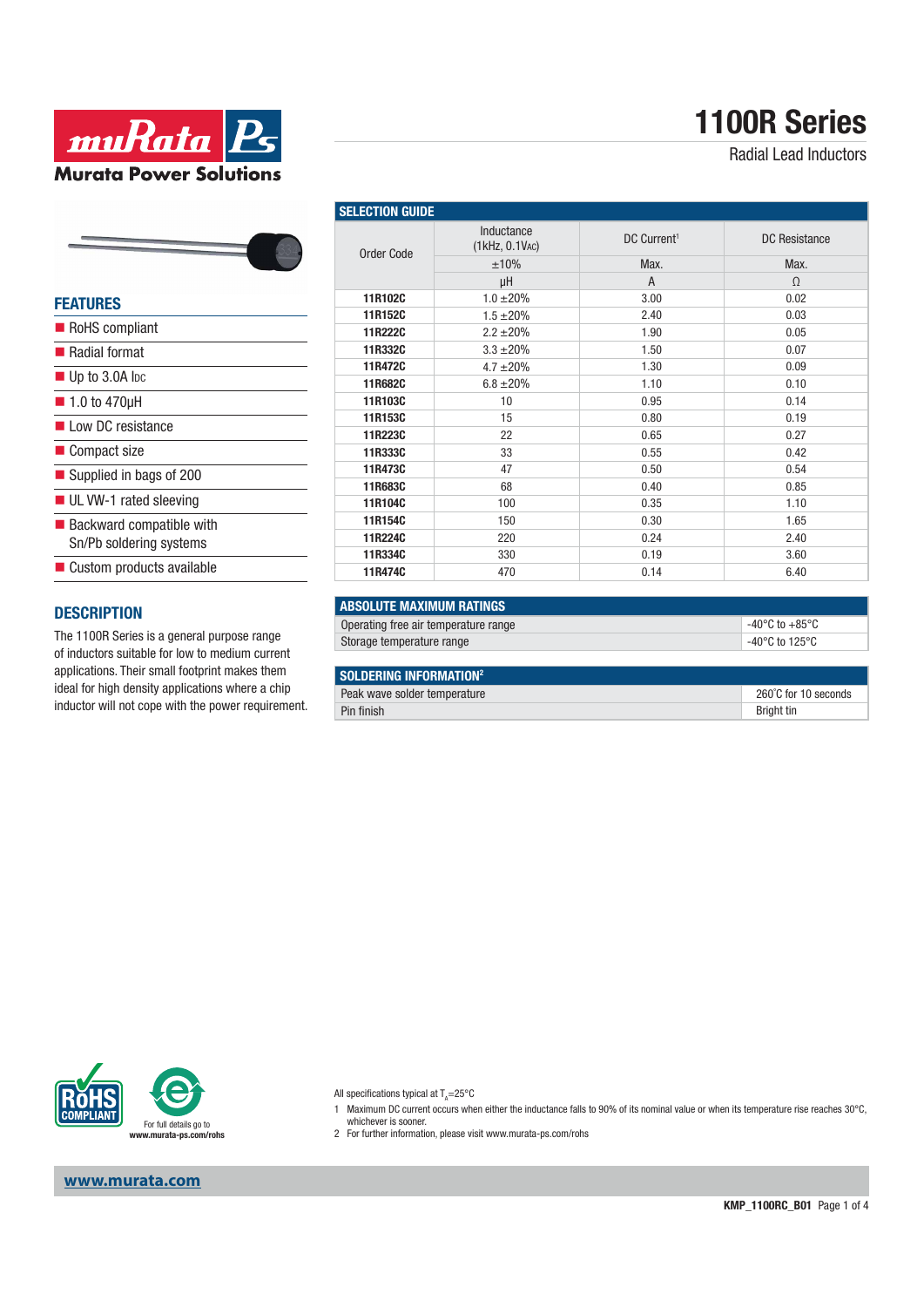# 1100R Series

Radial Lead Inductors

## FEATURES

- RoHS compliant
- Radial format
- Up to 3.0A IDC
- 1.0 to 470µH
- Low DC resistance
- Compact size
- Supplied in bags of 200
- UL VW-1 rated sleeving
- Backward compatible with Sn/Pb soldering systems
- Custom products available

## DESCRIPTION

The 1100R Series is a general purpose range of inductors suitable for low to medium current applications. Their small footprint makes them ideal for high density applications where a chip inductor will not cope with the power requirement.

## SELECTION GUIDE

| Order Code | Inductance (1kHz, 0.1VAC) | DC Current[1] | DC Resistance |
|---|---|---|---|
| | ±10% | Max. | Max. |
| | µH | A | Ω |
| **11R102C** | 1.0 ±20% | 3.00 | 0.02 |
| **11R152C** | 1.5 ±20% | 2.40 | 0.03 |
| **11R222C** | 2.2 ±20% | 1.90 | 0.05 |
| **11R332C** | 3.3 ±20% | 1.50 | 0.07 |
| **11R472C** | 4.7 ±20% | 1.30 | 0.09 |
| **11R682C** | 6.8 ±20% | 1.10 | 0.10 |
| **11R103C** | 10 | 0.95 | 0.14 |
| **11R153C** | 15 | 0.80 | 0.19 |
| **11R223C** | 22 | 0.65 | 0.27 |
| **11R333C** | 33 | 0.55 | 0.42 |
| **11R473C** | 47 | 0.50 | 0.54 |
| **11R683C** | 68 | 0.40 | 0.85 |
| **11R104C** | 100 | 0.35 | 1.10 |
| **11R154C** | 150 | 0.30 | 1.65 |
| **11R224C** | 220 | 0.24 | 2.40 |
| **11R334C** | 330 | 0.19 | 3.60 |
| **11R474C** | 470 | 0.14 | 6.40 |

## ABSOLUTE MAXIMUM RATINGS

| | |
|---|---|
| Operating free air temperature range | -40°C to +85°C |
| Storage temperature range | -40°C to 125°C |

## SOLDERING INFORMATION[2]

| | |
|---|---|
| Peak wave solder temperature | 260°C for 10 seconds |
| Pin finish | Bright tin |

For full details go to www.murata-ps.com/rohs

All specifications typical at $T_A$=25°C

1 Maximum DC current occurs when either the inductance falls to 90% of its nominal value or when its temperature rise reaches 30°C, whichever is sooner.

2 For further information, please visit www.murata-ps.com/rohs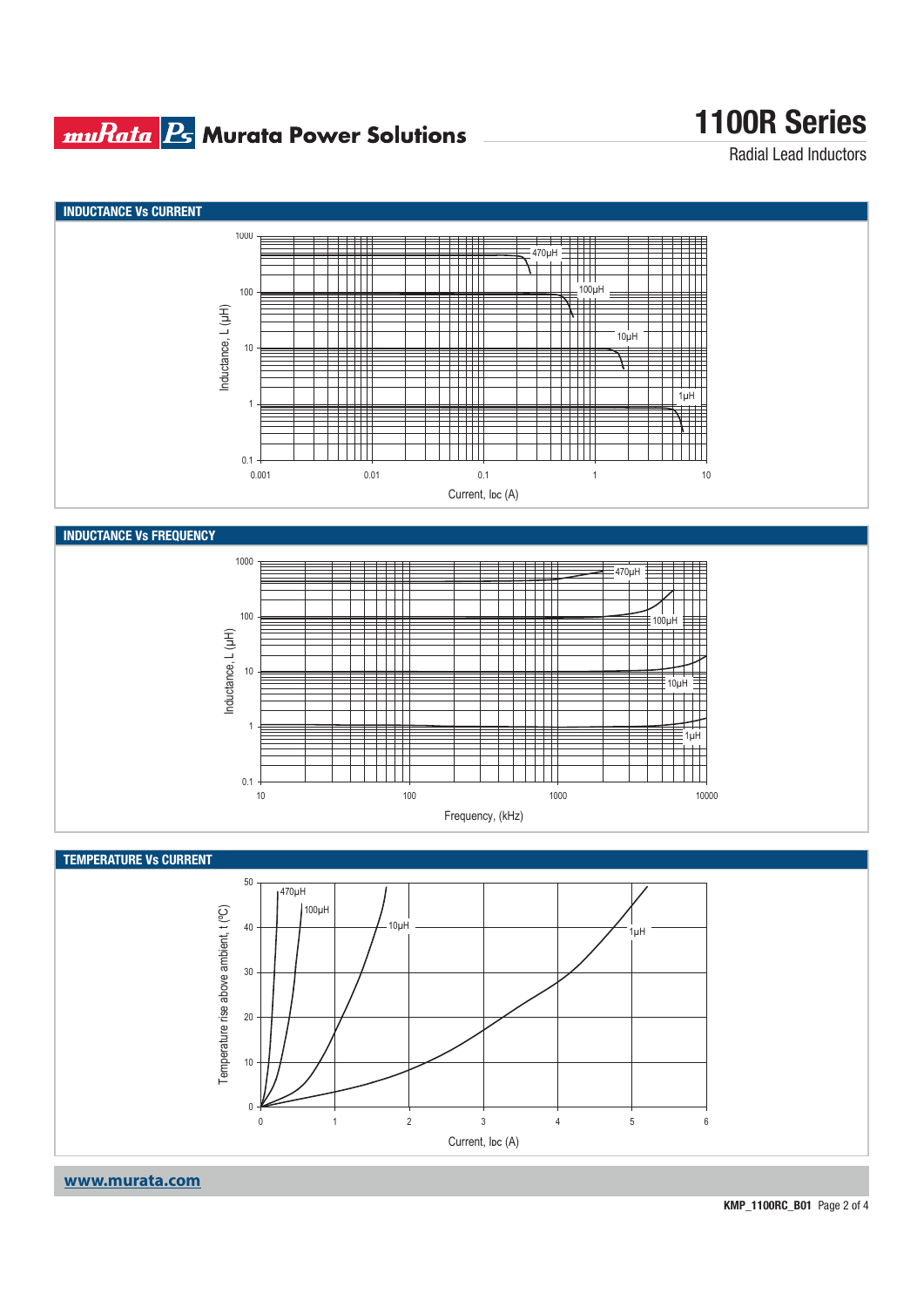## INDUCTANCE Vs CURRENT

Inductance, L (µH)

1000, 100, 10, 1, 0.1

470µH, 100µH, 10µH, 1µH

0.001, 0.01, 0.1, 1, 10

Current, Ioc (A)

## INDUCTANCE Vs FREQUENCY

Inductance, L (µH)

1000, 100, 10, 1, 0.1

470µH, 100µH, 10µH, 1µH

10, 100, 1000, 10000

Frequency, (kHz)

## TEMPERATURE Vs CURRENT

Temperature rise above ambient, t (ºC)

0, 10, 20, 30, 40, 50

470µH, 100µH, 10µH, 1µH

0, 1, 2, 3, 4, 5, 6

Current, Ioc (A)

www.murata.com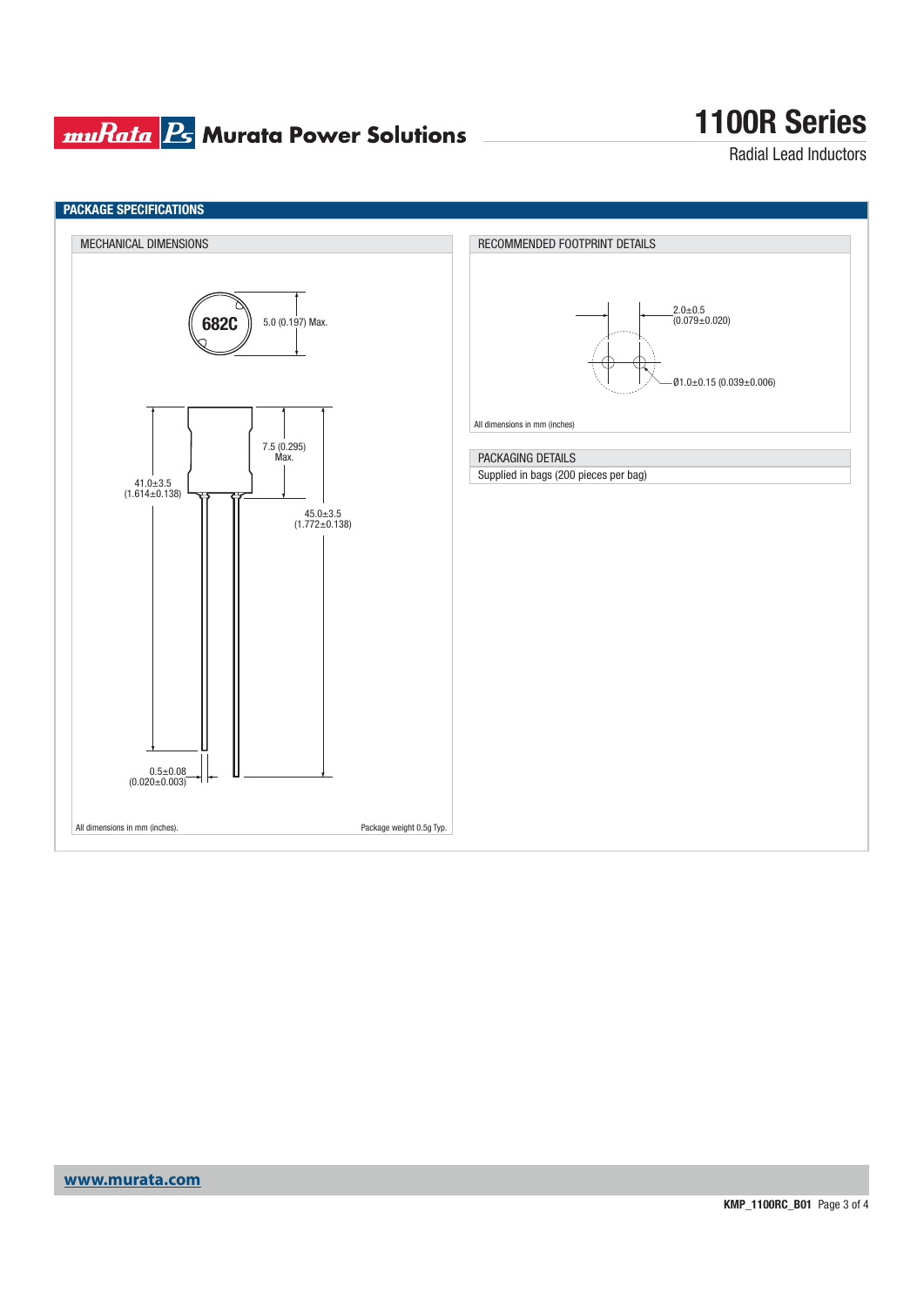## PACKAGE SPECIFICATIONS

### MECHANICAL DIMENSIONS

682C

5.0 (0.197) Max.

7.5 (0.295) Max.

41.0±3.5 (1.614±0.138)

45.0±3.5 (1.772±0.138)

0.5±0.08 (0.020±0.003)

All dimensions in mm (inches).

Package weight 0.5g Typ.

### RECOMMENDED FOOTPRINT DETAILS

2.0±0.5 (0.079±0.020)

Ø1.0±0.15 (0.039±0.006)

All dimensions in mm (inches)

### PACKAGING DETAILS

Supplied in bags (200 pieces per bag)

www.murata.com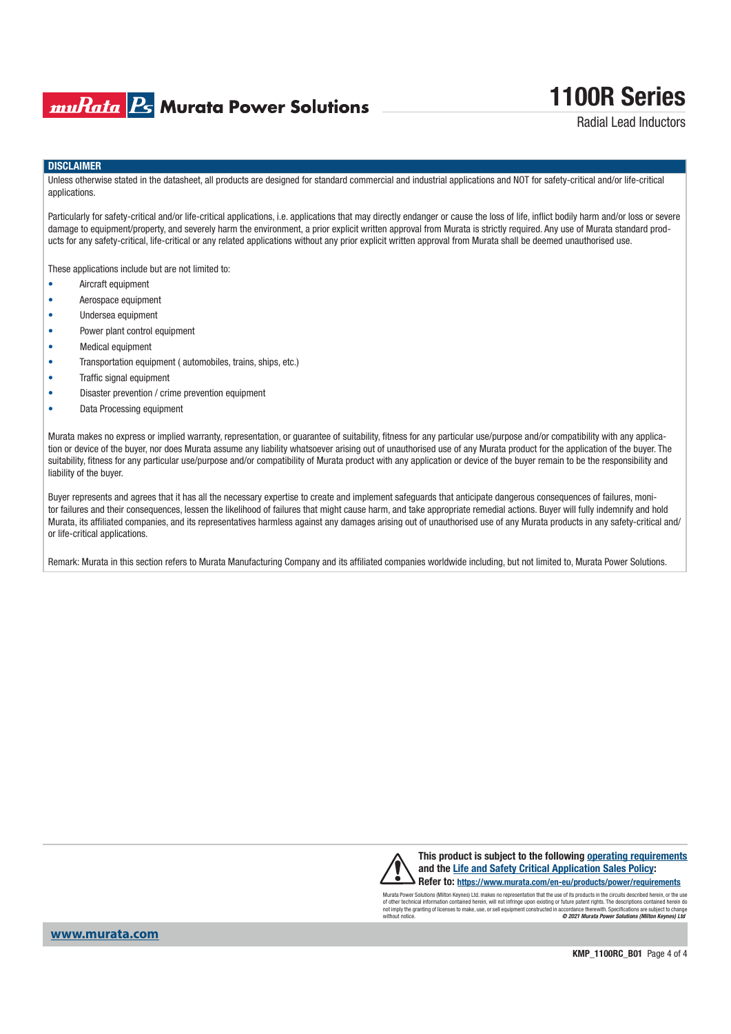## DISCLAIMER

Unless otherwise stated in the datasheet, all products are designed for standard commercial and industrial applications and NOT for safety-critical and/or life-critical applications.

Particularly for safety-critical and/or life-critical applications, i.e. applications that may directly endanger or cause the loss of life, inflict bodily harm and/or loss or severe damage to equipment/property, and severely harm the environment, a prior explicit written approval from Murata is strictly required. Any use of Murata standard products for any safety-critical, life-critical or any related applications without any prior explicit written approval from Murata shall be deemed unauthorised use.

These applications include but are not limited to:

- Aircraft equipment
- Aerospace equipment
- Undersea equipment
- Power plant control equipment
- Medical equipment
- Transportation equipment ( automobiles, trains, ships, etc.)
- Traffic signal equipment
- Disaster prevention / crime prevention equipment
- Data Processing equipment

Murata makes no express or implied warranty, representation, or guarantee of suitability, fitness for any particular use/purpose and/or compatibility with any application or device of the buyer, nor does Murata assume any liability whatsoever arising out of unauthorised use of any Murata product for the application of the buyer. The suitability, fitness for any particular use/purpose and/or compatibility of Murata product with any application or device of the buyer remain to be the responsibility and liability of the buyer.

Buyer represents and agrees that it has all the necessary expertise to create and implement safeguards that anticipate dangerous consequences of failures, monitor failures and their consequences, lessen the likelihood of failures that might cause harm, and take appropriate remedial actions. Buyer will fully indemnify and hold Murata, its affiliated companies, and its representatives harmless against any damages arising out of unauthorised use of any Murata products in any safety-critical and/or life-critical applications.

Remark: Murata in this section refers to Murata Manufacturing Company and its affiliated companies worldwide including, but not limited to, Murata Power Solutions.

**This product is subject to the following operating requirements and the Life and Safety Critical Application Sales Policy:**
**Refer to: https://www.murata.com/en-eu/products/power/requirements**

Murata Power Solutions (Milton Keynes) Ltd. makes no representation that the use of its products in the circuits described herein, or the use of other technical information contained herein, will not infringe upon existing or future patent rights. The descriptions contained herein do not imply the granting of licenses to make, use, or sell equipment constructed in accordance therewith. Specifications are subject to change without notice.
***© 2021 Murata Power Solutions (Milton Keynes) Ltd***

www.murata.com

**KMP_1100RC_B01**